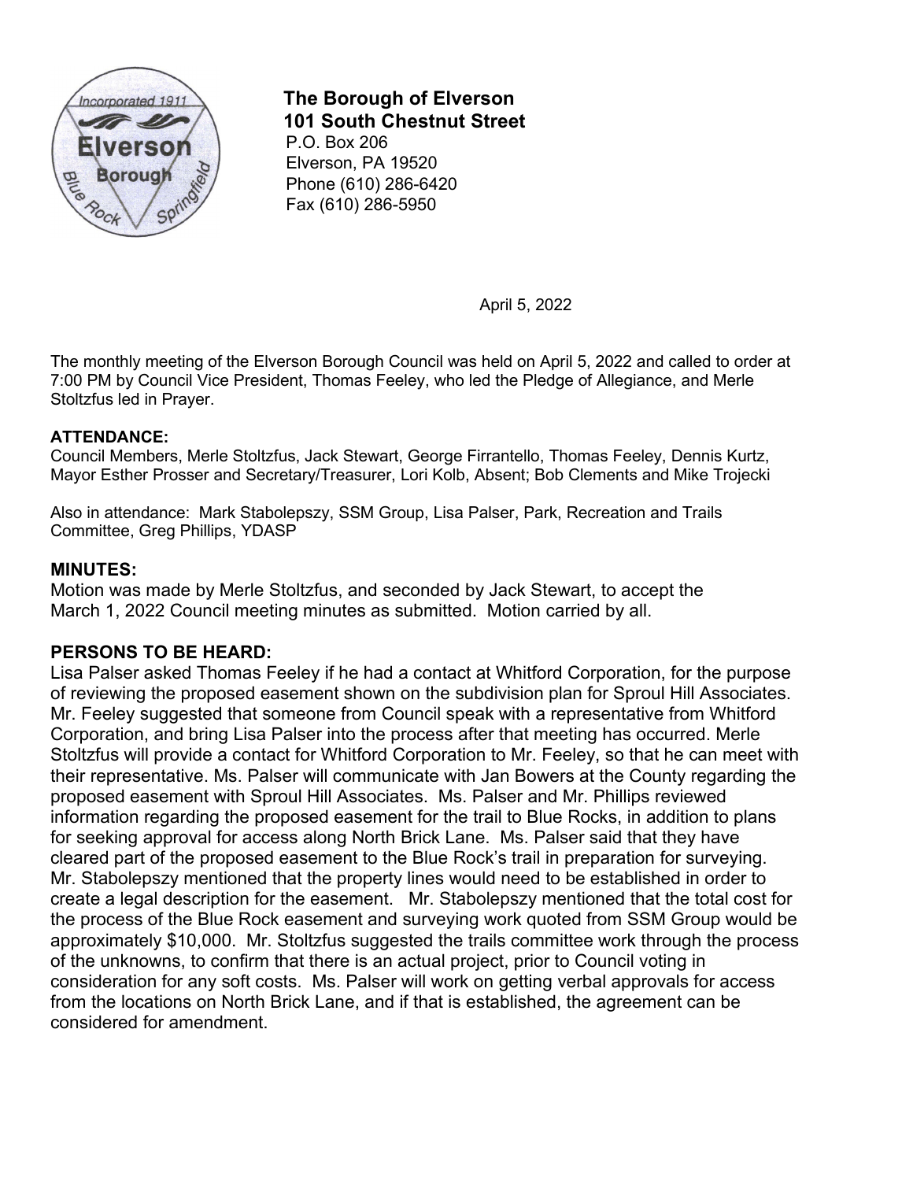**The Borough of Elverson**
**101 South Chestnut Street**
P.O. Box 206
Elverson, PA 19520
Phone (610) 286-6420
Fax (610) 286-5950

April 5, 2022

The monthly meeting of the Elverson Borough Council was held on April 5, 2022 and called to order at 7:00 PM by Council Vice President, Thomas Feeley, who led the Pledge of Allegiance, and Merle Stoltzfus led in Prayer.

**ATTENDANCE:**
Council Members, Merle Stoltzfus, Jack Stewart, George Firrantello, Thomas Feeley, Dennis Kurtz, Mayor Esther Prosser and Secretary/Treasurer, Lori Kolb, Absent; Bob Clements and Mike Trojecki

Also in attendance: Mark Stabolepszy, SSM Group, Lisa Palser, Park, Recreation and Trails Committee, Greg Phillips, YDASP

## MINUTES:

Motion was made by Merle Stoltzfus, and seconded by Jack Stewart, to accept the March 1, 2022 Council meeting minutes as submitted. Motion carried by all.

## PERSONS TO BE HEARD:

Lisa Palser asked Thomas Feeley if he had a contact at Whitford Corporation, for the purpose of reviewing the proposed easement shown on the subdivision plan for Sproul Hill Associates. Mr. Feeley suggested that someone from Council speak with a representative from Whitford Corporation, and bring Lisa Palser into the process after that meeting has occurred. Merle Stoltzfus will provide a contact for Whitford Corporation to Mr. Feeley, so that he can meet with their representative. Ms. Palser will communicate with Jan Bowers at the County regarding the proposed easement with Sproul Hill Associates. Ms. Palser and Mr. Phillips reviewed information regarding the proposed easement for the trail to Blue Rocks, in addition to plans for seeking approval for access along North Brick Lane. Ms. Palser said that they have cleared part of the proposed easement to the Blue Rock's trail in preparation for surveying. Mr. Stabolepszy mentioned that the property lines would need to be established in order to create a legal description for the easement. Mr. Stabolepszy mentioned that the total cost for the process of the Blue Rock easement and surveying work quoted from SSM Group would be approximately $10,000. Mr. Stoltzfus suggested the trails committee work through the process of the unknowns, to confirm that there is an actual project, prior to Council voting in consideration for any soft costs. Ms. Palser will work on getting verbal approvals for access from the locations on North Brick Lane, and if that is established, the agreement can be considered for amendment.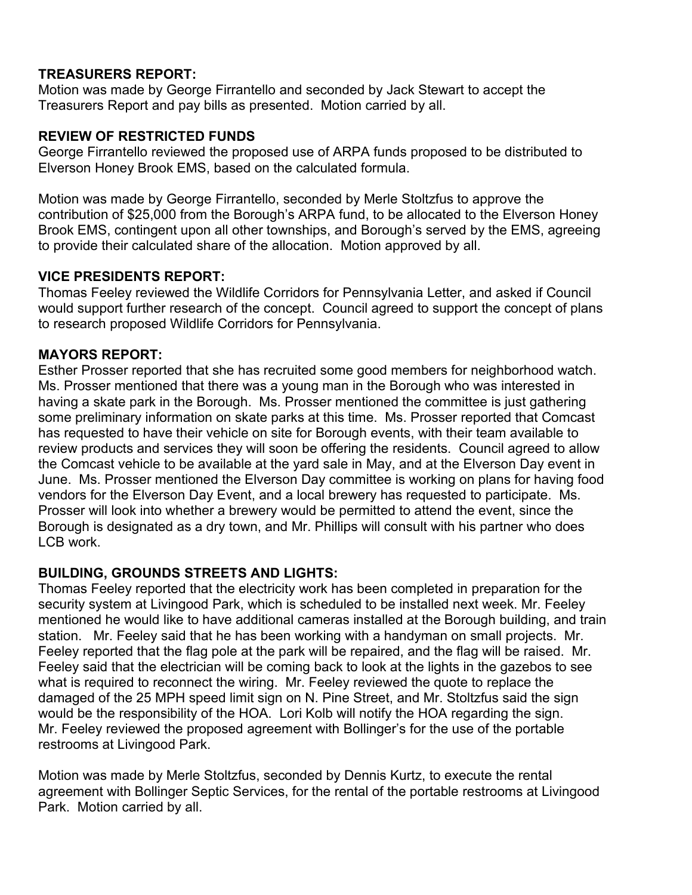**TREASURERS REPORT:**
Motion was made by George Firrantello and seconded by Jack Stewart to accept the Treasurers Report and pay bills as presented. Motion carried by all.

**REVIEW OF RESTRICTED FUNDS**
George Firrantello reviewed the proposed use of ARPA funds proposed to be distributed to Elverson Honey Brook EMS, based on the calculated formula.

Motion was made by George Firrantello, seconded by Merle Stoltzfus to approve the contribution of $25,000 from the Borough's ARPA fund, to be allocated to the Elverson Honey Brook EMS, contingent upon all other townships, and Borough's served by the EMS, agreeing to provide their calculated share of the allocation. Motion approved by all.

**VICE PRESIDENTS REPORT:**
Thomas Feeley reviewed the Wildlife Corridors for Pennsylvania Letter, and asked if Council would support further research of the concept. Council agreed to support the concept of plans to research proposed Wildlife Corridors for Pennsylvania.

**MAYORS REPORT:**
Esther Prosser reported that she has recruited some good members for neighborhood watch. Ms. Prosser mentioned that there was a young man in the Borough who was interested in having a skate park in the Borough. Ms. Prosser mentioned the committee is just gathering some preliminary information on skate parks at this time. Ms. Prosser reported that Comcast has requested to have their vehicle on site for Borough events, with their team available to review products and services they will soon be offering the residents. Council agreed to allow the Comcast vehicle to be available at the yard sale in May, and at the Elverson Day event in June. Ms. Prosser mentioned the Elverson Day committee is working on plans for having food vendors for the Elverson Day Event, and a local brewery has requested to participate. Ms. Prosser will look into whether a brewery would be permitted to attend the event, since the Borough is designated as a dry town, and Mr. Phillips will consult with his partner who does LCB work.

**BUILDING, GROUNDS STREETS AND LIGHTS:**
Thomas Feeley reported that the electricity work has been completed in preparation for the security system at Livingood Park, which is scheduled to be installed next week. Mr. Feeley mentioned he would like to have additional cameras installed at the Borough building, and train station. Mr. Feeley said that he has been working with a handyman on small projects. Mr. Feeley reported that the flag pole at the park will be repaired, and the flag will be raised. Mr. Feeley said that the electrician will be coming back to look at the lights in the gazebos to see what is required to reconnect the wiring. Mr. Feeley reviewed the quote to replace the damaged of the 25 MPH speed limit sign on N. Pine Street, and Mr. Stoltzfus said the sign would be the responsibility of the HOA. Lori Kolb will notify the HOA regarding the sign. Mr. Feeley reviewed the proposed agreement with Bollinger's for the use of the portable restrooms at Livingood Park.

Motion was made by Merle Stoltzfus, seconded by Dennis Kurtz, to execute the rental agreement with Bollinger Septic Services, for the rental of the portable restrooms at Livingood Park. Motion carried by all.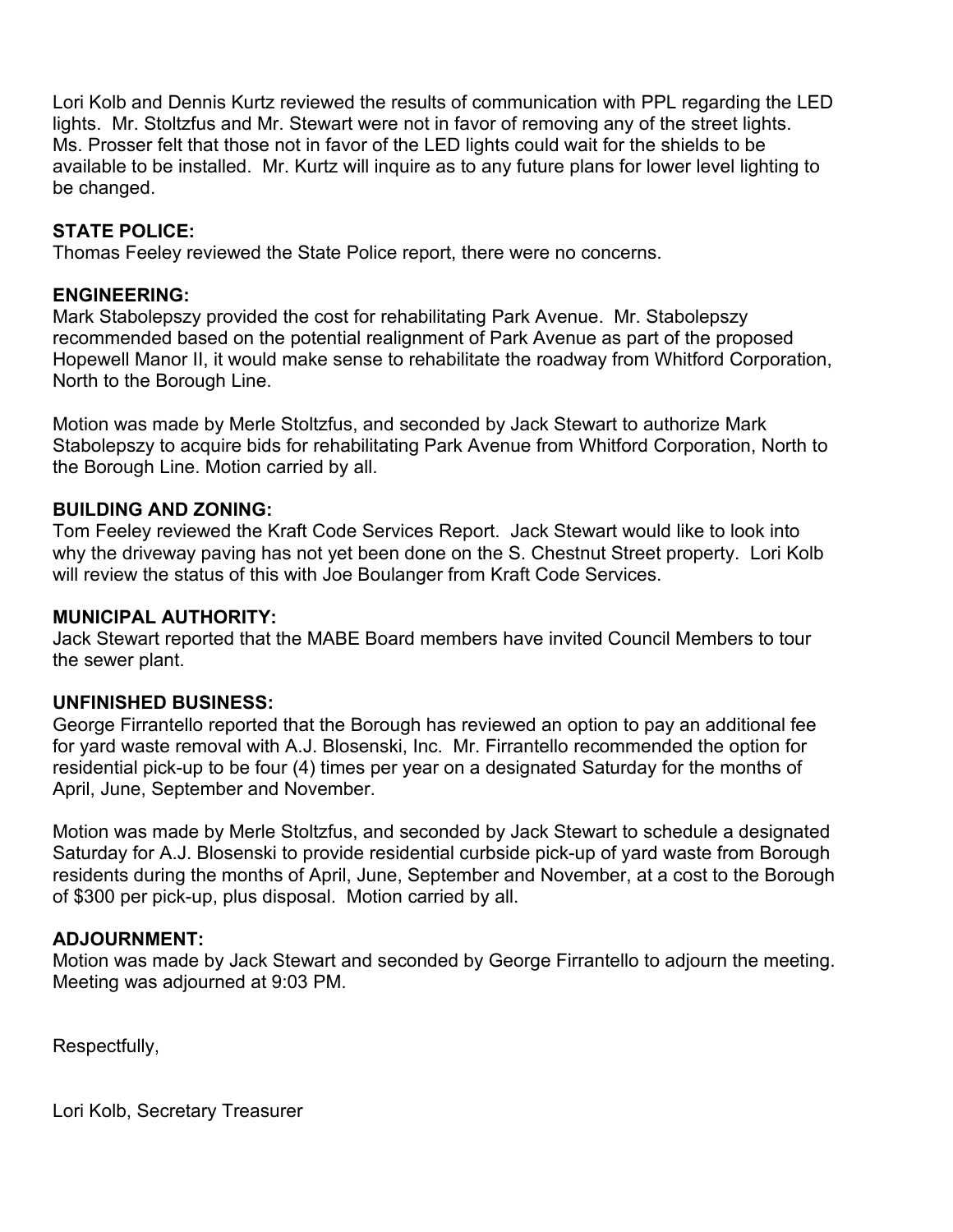Lori Kolb and Dennis Kurtz reviewed the results of communication with PPL regarding the LED lights. Mr. Stoltzfus and Mr. Stewart were not in favor of removing any of the street lights. Ms. Prosser felt that those not in favor of the LED lights could wait for the shields to be available to be installed. Mr. Kurtz will inquire as to any future plans for lower level lighting to be changed.

**STATE POLICE:**
Thomas Feeley reviewed the State Police report, there were no concerns.

**ENGINEERING:**
Mark Stabolepszy provided the cost for rehabilitating Park Avenue. Mr. Stabolepszy recommended based on the potential realignment of Park Avenue as part of the proposed Hopewell Manor II, it would make sense to rehabilitate the roadway from Whitford Corporation, North to the Borough Line.

Motion was made by Merle Stoltzfus, and seconded by Jack Stewart to authorize Mark Stabolepszy to acquire bids for rehabilitating Park Avenue from Whitford Corporation, North to the Borough Line. Motion carried by all.

**BUILDING AND ZONING:**
Tom Feeley reviewed the Kraft Code Services Report. Jack Stewart would like to look into why the driveway paving has not yet been done on the S. Chestnut Street property. Lori Kolb will review the status of this with Joe Boulanger from Kraft Code Services.

**MUNICIPAL AUTHORITY:**
Jack Stewart reported that the MABE Board members have invited Council Members to tour the sewer plant.

**UNFINISHED BUSINESS:**
George Firrantello reported that the Borough has reviewed an option to pay an additional fee for yard waste removal with A.J. Blosenski, Inc. Mr. Firrantello recommended the option for residential pick-up to be four (4) times per year on a designated Saturday for the months of April, June, September and November.

Motion was made by Merle Stoltzfus, and seconded by Jack Stewart to schedule a designated Saturday for A.J. Blosenski to provide residential curbside pick-up of yard waste from Borough residents during the months of April, June, September and November, at a cost to the Borough of $300 per pick-up, plus disposal. Motion carried by all.

**ADJOURNMENT:**
Motion was made by Jack Stewart and seconded by George Firrantello to adjourn the meeting. Meeting was adjourned at 9:03 PM.

Respectfully,

Lori Kolb, Secretary Treasurer